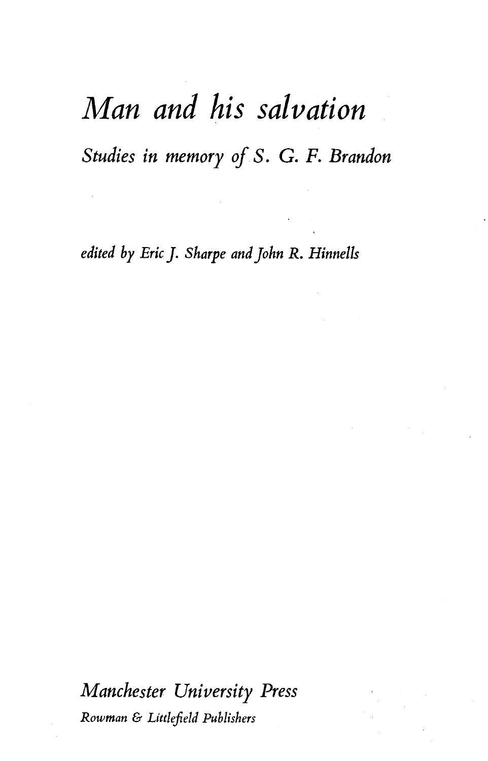# *Man and his salvation*

*Studies in memory of S. G. F. Brandon*

*edited by Eric J. Sharpe and John R. Hinnells*

*Manchester University Press*

*Rowman & Littlefield Publishers*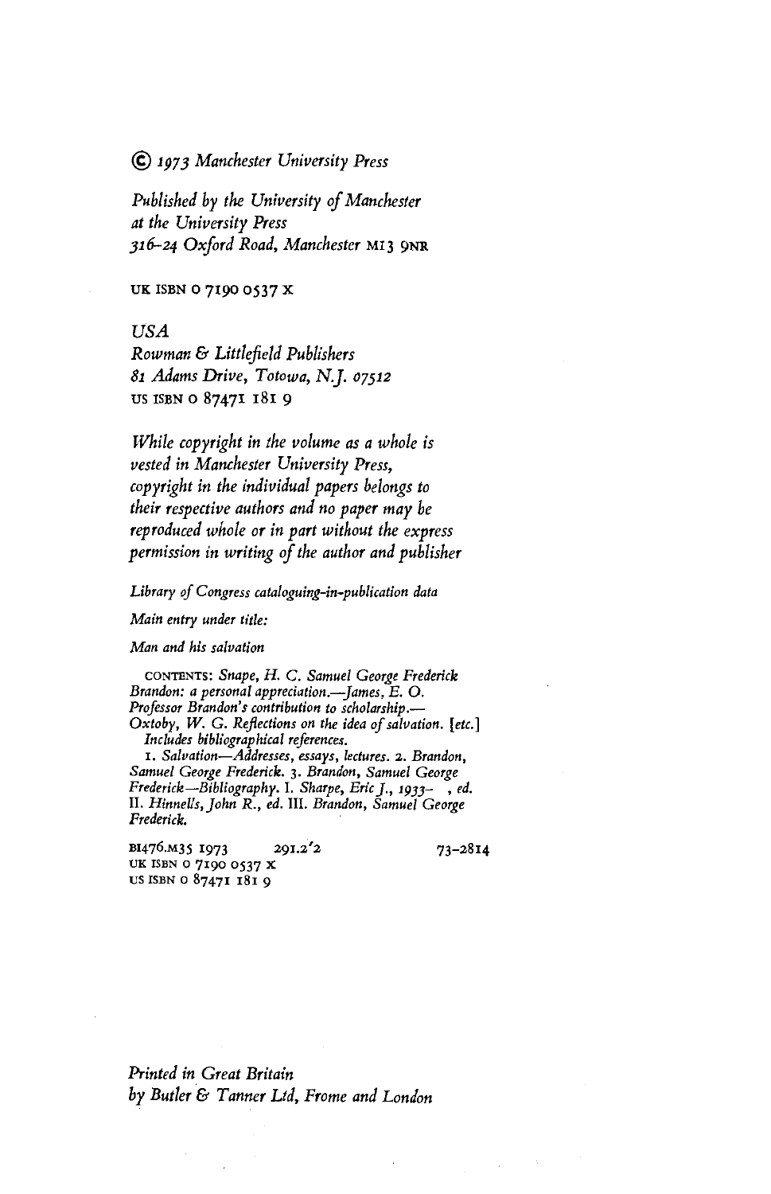*© 1973 Manchester University Press*

*Published by the University of Manchester at the University Press 316–24 Oxford Road, Manchester M13 9NR*

UK ISBN 0 7190 0537 X

*USA*
*Rowman & Littlefield Publishers*
*81 Adams Drive, Totowa, N.J. 07512*
US ISBN 0 87471 181 9

*While copyright in the volume as a whole is vested in Manchester University Press, copyright in the individual papers belongs to their respective authors and no paper may be reproduced whole or in part without the express permission in writing of the author and publisher*

*Library of Congress cataloguing-in-publication data*

*Main entry under title:*

*Man and his salvation*

CONTENTS: *Snape, H. C. Samuel George Frederick Brandon: a personal appreciation.—James, E. O. Professor Brandon's contribution to scholarship.—Oxtoby, W. G. Reflections on the idea of salvation.* [*etc.*]
*Includes bibliographical references.*
1. *Salvation—Addresses, essays, lectures.* 2. *Brandon, Samuel George Frederick.* 3. *Brandon, Samuel George Frederick—Bibliography.* I. *Sharpe, Eric J., 1933–    , ed.* II. *Hinnells, John R., ed.* III. *Brandon, Samuel George Frederick.*

BI476.M35 1973        291.2'2        73-2814
UK ISBN 0 7190 0537 X
US ISBN 0 87471 181 9

*Printed in Great Britain by Butler & Tanner Ltd, Frome and London*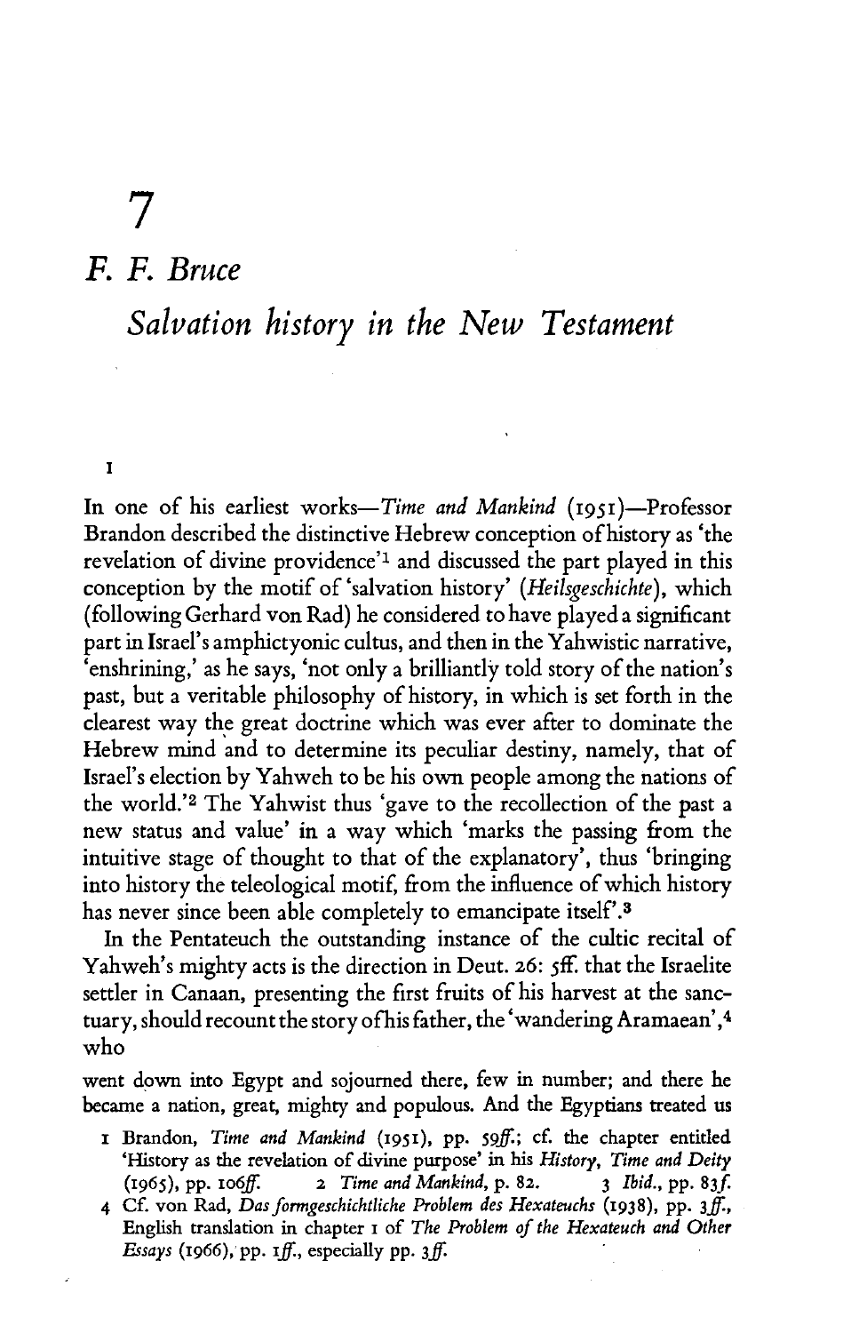# 7

## *F. F. Bruce*

## *Salvation history in the New Testament*

I

In one of his earliest works—*Time and Mankind* (1951)—Professor Brandon described the distinctive Hebrew conception of history as 'the revelation of divine providence'[1] and discussed the part played in this conception by the motif of 'salvation history' (*Heilsgeschichte*), which (following Gerhard von Rad) he considered to have played a significant part in Israel's amphictyonic cultus, and then in the Yahwistic narrative, 'enshrining,' as he says, 'not only a brilliantly told story of the nation's past, but a veritable philosophy of history, in which is set forth in the clearest way the great doctrine which was ever after to dominate the Hebrew mind and to determine its peculiar destiny, namely, that of Israel's election by Yahweh to be his own people among the nations of the world.'[2] The Yahwist thus 'gave to the recollection of the past a new status and value' in a way which 'marks the passing from the intuitive stage of thought to that of the explanatory', thus 'bringing into history the teleological motif, from the influence of which history has never since been able completely to emancipate itself'.[3]

In the Pentateuch the outstanding instance of the cultic recital of Yahweh's mighty acts is the direction in Deut. 26: 5ff. that the Israelite settler in Canaan, presenting the first fruits of his harvest at the sanctuary, should recount the story of his father, the 'wandering Aramaean',[4] who

went down into Egypt and sojourned there, few in number; and there he became a nation, great, mighty and populous. And the Egyptians treated us

1 Brandon, *Time and Mankind* (1951), pp. 59*ff.*; cf. the chapter entitled 'History as the revelation of divine purpose' in his *History, Time and Deity* (1965), pp. 106*ff.* 2 *Time and Mankind*, p. 82. 3 *Ibid.*, pp. 83*f.*

4 Cf. von Rad, *Das formgeschichtliche Problem des Hexateuchs* (1938), pp. 3*ff.*, English translation in chapter 1 of *The Problem of the Hexateuch and Other Essays* (1966), pp. 1*ff.*, especially pp. 3*f.*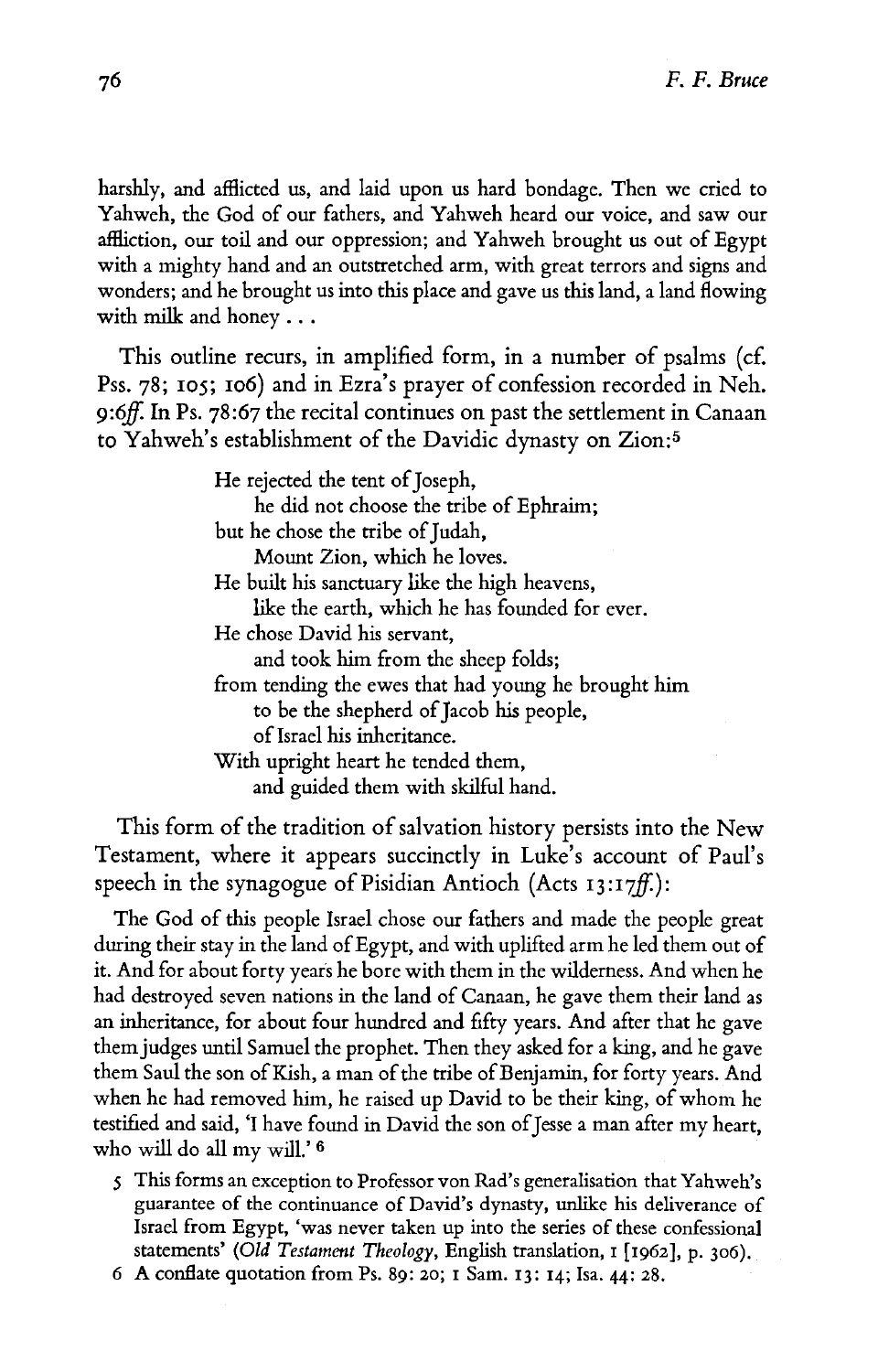harshly, and afflicted us, and laid upon us hard bondage. Then we cried to Yahweh, the God of our fathers, and Yahweh heard our voice, and saw our affliction, our toil and our oppression; and Yahweh brought us out of Egypt with a mighty hand and an outstretched arm, with great terrors and signs and wonders; and he brought us into this place and gave us this land, a land flowing with milk and honey . . .

This outline recurs, in amplified form, in a number of psalms (cf. Pss. 78; 105; 106) and in Ezra's prayer of confession recorded in Neh. 9:6*ff.* In Ps. 78:67 the recital continues on past the settlement in Canaan to Yahweh's establishment of the Davidic dynasty on Zion:[5]

> He rejected the tent of Joseph,
> he did not choose the tribe of Ephraim;
> but he chose the tribe of Judah,
> Mount Zion, which he loves.
> He built his sanctuary like the high heavens,
> like the earth, which he has founded for ever.
> He chose David his servant,
> and took him from the sheep folds;
> from tending the ewes that had young he brought him
> to be the shepherd of Jacob his people,
> of Israel his inheritance.
> With upright heart he tended them,
> and guided them with skilful hand.

This form of the tradition of salvation history persists into the New Testament, where it appears succinctly in Luke's account of Paul's speech in the synagogue of Pisidian Antioch (Acts 13:17*ff.*):

> The God of this people Israel chose our fathers and made the people great during their stay in the land of Egypt, and with uplifted arm he led them out of it. And for about forty years he bore with them in the wilderness. And when he had destroyed seven nations in the land of Canaan, he gave them their land as an inheritance, for about four hundred and fifty years. And after that he gave them judges until Samuel the prophet. Then they asked for a king, and he gave them Saul the son of Kish, a man of the tribe of Benjamin, for forty years. And when he had removed him, he raised up David to be their king, of whom he testified and said, 'I have found in David the son of Jesse a man after my heart, who will do all my will.'[6]

5 This forms an exception to Professor von Rad's generalisation that Yahweh's guarantee of the continuance of David's dynasty, unlike his deliverance of Israel from Egypt, 'was never taken up into the series of these confessional statements' (*Old Testament Theology*, English translation, I [1962], p. 306).

6 A conflate quotation from Ps. 89: 20; 1 Sam. 13: 14; Isa. 44: 28.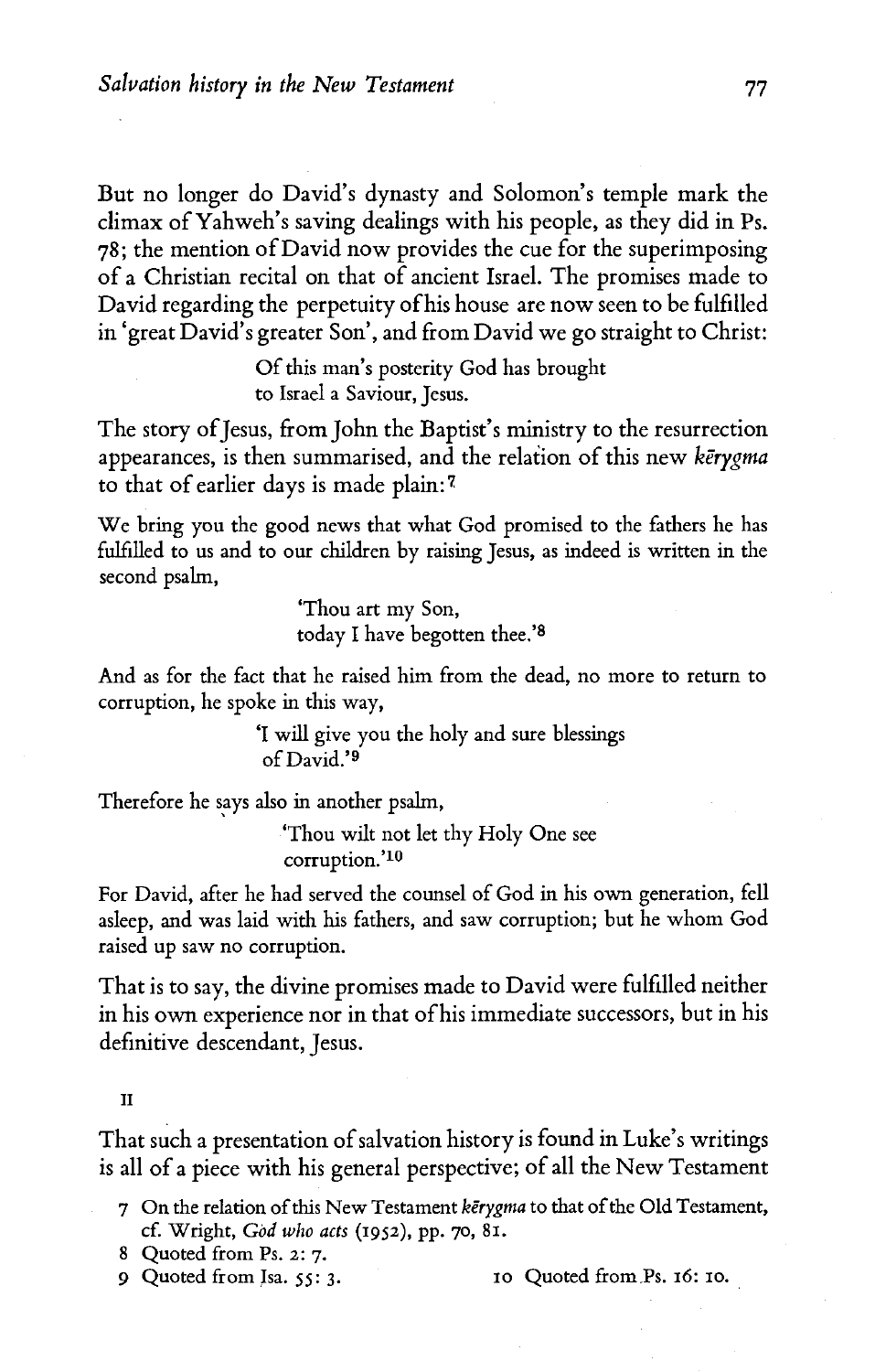But no longer do David's dynasty and Solomon's temple mark the climax of Yahweh's saving dealings with his people, as they did in Ps. 78; the mention of David now provides the cue for the superimposing of a Christian recital on that of ancient Israel. The promises made to David regarding the perpetuity of his house are now seen to be fulfilled in 'great David's greater Son', and from David we go straight to Christ:

> Of this man's posterity God has brought
> to Israel a Saviour, Jesus.

The story of Jesus, from John the Baptist's ministry to the resurrection appearances, is then summarised, and the relation of this new *kērygma* to that of earlier days is made plain:[7]

> We bring you the good news that what God promised to the fathers he has fulfilled to us and to our children by raising Jesus, as indeed is written in the second psalm,
>
> 'Thou art my Son,
> today I have begotten thee.'[8]
>
> And as for the fact that he raised him from the dead, no more to return to corruption, he spoke in this way,
>
> 'I will give you the holy and sure blessings
> of David.'[9]
>
> Therefore he says also in another psalm,
>
> 'Thou wilt not let thy Holy One see
> corruption.'[10]
>
> For David, after he had served the counsel of God in his own generation, fell asleep, and was laid with his fathers, and saw corruption; but he whom God raised up saw no corruption.

That is to say, the divine promises made to David were fulfilled neither in his own experience nor in that of his immediate successors, but in his definitive descendant, Jesus.

## II

That such a presentation of salvation history is found in Luke's writings is all of a piece with his general perspective; of all the New Testament

7 On the relation of this New Testament *kērygma* to that of the Old Testament, cf. Wright, *God who acts* (1952), pp. 70, 81.

8 Quoted from Ps. 2: 7.

9 Quoted from Isa. 55: 3.

10 Quoted from Ps. 16: 10.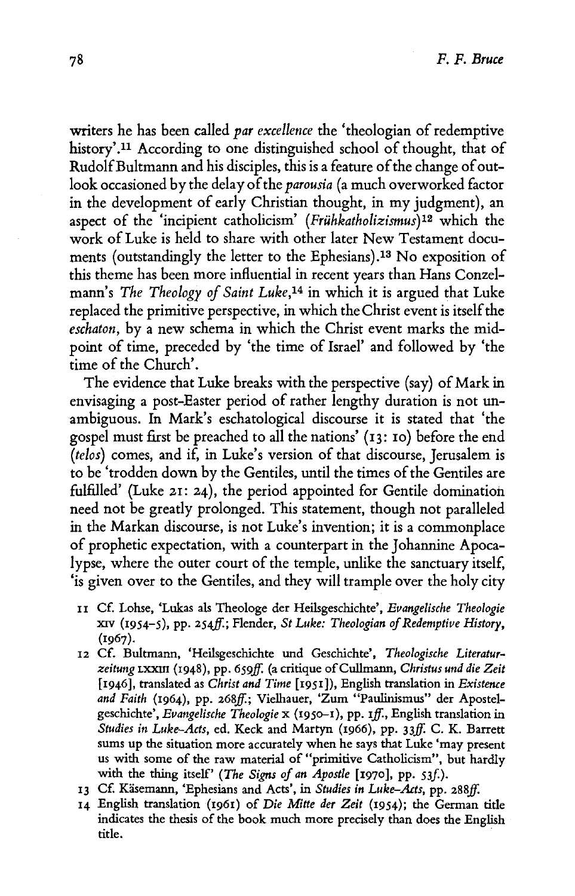writers he has been called *par excellence* the 'theologian of redemptive history'.[11] According to one distinguished school of thought, that of Rudolf Bultmann and his disciples, this is a feature of the change of outlook occasioned by the delay of the *parousia* (a much overworked factor in the development of early Christian thought, in my judgment), an aspect of the 'incipient catholicism' (*Frühkatholizismus*)[12] which the work of Luke is held to share with other later New Testament documents (outstandingly the letter to the Ephesians).[13] No exposition of this theme has been more influential in recent years than Hans Conzelmann's *The Theology of Saint Luke*,[14] in which it is argued that Luke replaced the primitive perspective, in which the Christ event is itself the *eschaton*, by a new schema in which the Christ event marks the midpoint of time, preceded by 'the time of Israel' and followed by 'the time of the Church'.

The evidence that Luke breaks with the perspective (say) of Mark in envisaging a post-Easter period of rather lengthy duration is not unambiguous. In Mark's eschatological discourse it is stated that 'the gospel must first be preached to all the nations' (13: 10) before the end (*telos*) comes, and if, in Luke's version of that discourse, Jerusalem is to be 'trodden down by the Gentiles, until the times of the Gentiles are fulfilled' (Luke 21: 24), the period appointed for Gentile domination need not be greatly prolonged. This statement, though not paralleled in the Markan discourse, is not Luke's invention; it is a commonplace of prophetic expectation, with a counterpart in the Johannine Apocalypse, where the outer court of the temple, unlike the sanctuary itself, 'is given over to the Gentiles, and they will trample over the holy city

11 Cf. Lohse, 'Lukas als Theologe der Heilsgeschichte', *Evangelische Theologie* XIV (1954–5), pp. 254*ff*.; Flender, *St Luke: Theologian of Redemptive History*, (1967).

12 Cf. Bultmann, 'Heilsgeschichte und Geschichte', *Theologische Literaturzeitung* LXXIII (1948), pp. 659*ff*. (a critique of Cullmann, *Christus und die Zeit* [1946], translated as *Christ and Time* [1951]), English translation in *Existence and Faith* (1964), pp. 268*ff*.; Vielhauer, 'Zum "Paulinismus" der Apostelgeschichte', *Evangelische Theologie* X (1950–1), pp. 1*ff*., English translation in *Studies in Luke-Acts*, ed. Keck and Martyn (1966), pp. 33*ff*. C. K. Barrett sums up the situation more accurately when he says that Luke 'may present us with some of the raw material of "primitive Catholicism", but hardly with the thing itself' (*The Signs of an Apostle* [1970], pp. 53*f*.).

13 Cf. Käsemann, 'Ephesians and Acts', in *Studies in Luke-Acts*, pp. 288*ff*.

14 English translation (1961) of *Die Mitte der Zeit* (1954); the German title indicates the thesis of the book much more precisely than does the English title.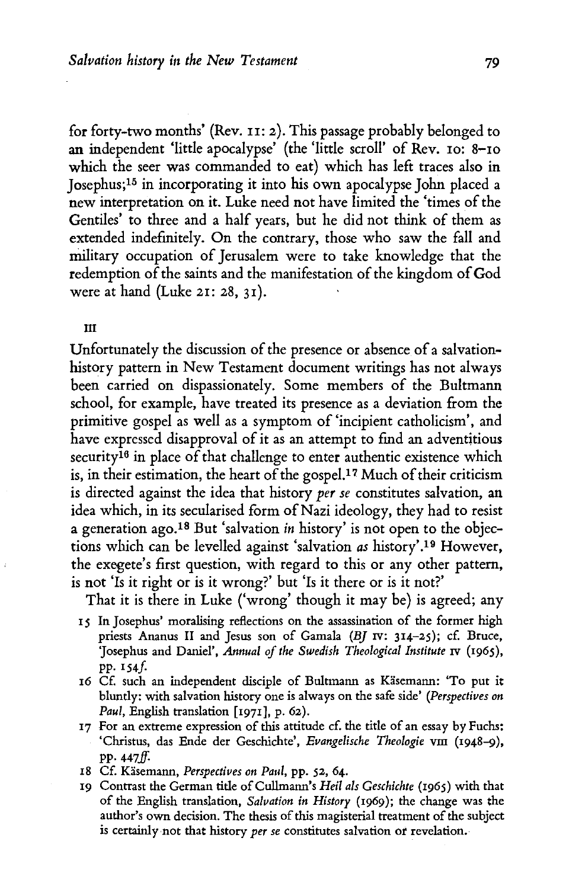for forty-two months' (Rev. 11: 2). This passage probably belonged to an independent 'little apocalypse' (the 'little scroll' of Rev. 10: 8–10 which the seer was commanded to eat) which has left traces also in Josephus;[15] in incorporating it into his own apocalypse John placed a new interpretation on it. Luke need not have limited the 'times of the Gentiles' to three and a half years, but he did not think of them as extended indefinitely. On the contrary, those who saw the fall and military occupation of Jerusalem were to take knowledge that the redemption of the saints and the manifestation of the kingdom of God were at hand (Luke 21: 28, 31).

## III

Unfortunately the discussion of the presence or absence of a salvation-history pattern in New Testament document writings has not always been carried on dispassionately. Some members of the Bultmann school, for example, have treated its presence as a deviation from the primitive gospel as well as a symptom of 'incipient catholicism', and have expressed disapproval of it as an attempt to find an adventitious security[16] in place of that challenge to enter authentic existence which is, in their estimation, the heart of the gospel.[17] Much of their criticism is directed against the idea that history *per se* constitutes salvation, an idea which, in its secularised form of Nazi ideology, they had to resist a generation ago.[18] But 'salvation *in* history' is not open to the objections which can be levelled against 'salvation *as* history'.[19] However, the exegete's first question, with regard to this or any other pattern, is not 'Is it right or is it wrong?' but 'Is it there or is it not?'

That it is there in Luke ('wrong' though it may be) is agreed; any

15 In Josephus' moralising reflections on the assassination of the former high priests Ananus II and Jesus son of Gamala (*BJ* IV: 314–25); cf. Bruce, 'Josephus and Daniel', *Annual of the Swedish Theological Institute* IV (1965), pp. 154*f.*

16 Cf. such an independent disciple of Bultmann as Käsemann: 'To put it bluntly: with salvation history one is always on the safe side' (*Perspectives on Paul*, English translation [1971], p. 62).

17 For an extreme expression of this attitude cf. the title of an essay by Fuchs: 'Christus, das Ende der Geschichte', *Evangelische Theologie* VIII (1948–9), pp. 447*ff.*

18 Cf. Käsemann, *Perspectives on Paul*, pp. 52, 64.

19 Contrast the German title of Cullmann's *Heil als Geschichte* (1965) with that of the English translation, *Salvation in History* (1969); the change was the author's own decision. The thesis of this magisterial treatment of the subject is certainly not that history *per se* constitutes salvation or revelation.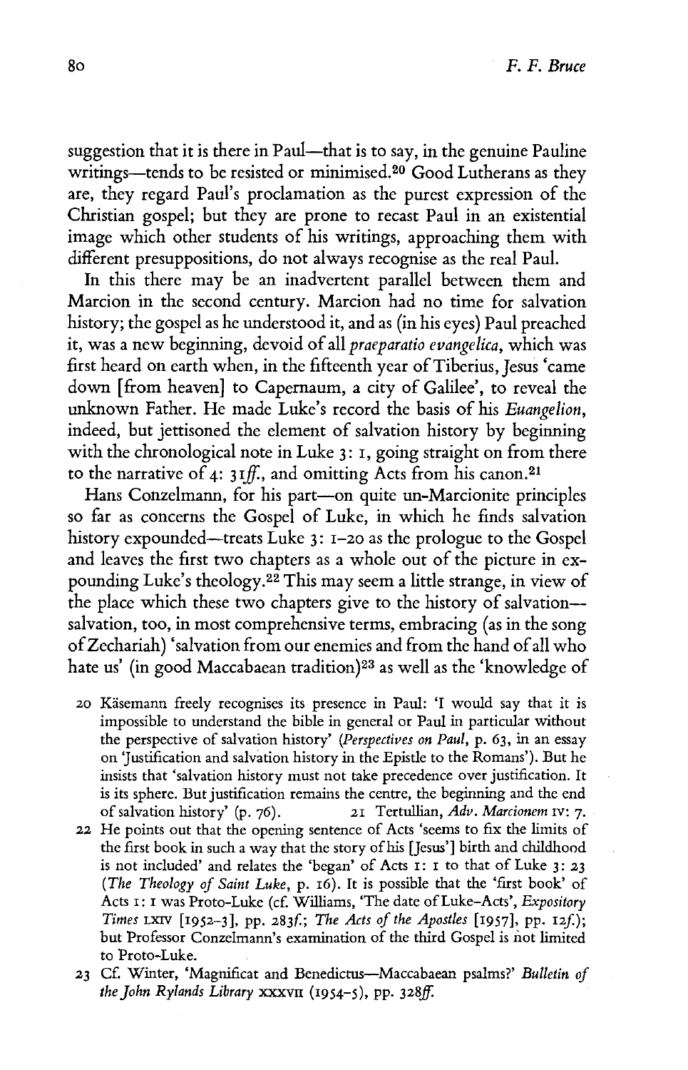suggestion that it is there in Paul—that is to say, in the genuine Pauline writings—tends to be resisted or minimised.[20] Good Lutherans as they are, they regard Paul's proclamation as the purest expression of the Christian gospel; but they are prone to recast Paul in an existential image which other students of his writings, approaching them with different presuppositions, do not always recognise as the real Paul.

In this there may be an inadvertent parallel between them and Marcion in the second century. Marcion had no time for salvation history; the gospel as he understood it, and as (in his eyes) Paul preached it, was a new beginning, devoid of all *praeparatio evangelica*, which was first heard on earth when, in the fifteenth year of Tiberius, Jesus 'came down [from heaven] to Capernaum, a city of Galilee', to reveal the unknown Father. He made Luke's record the basis of his *Euangelion*, indeed, but jettisoned the element of salvation history by beginning with the chronological note in Luke 3: 1, going straight on from there to the narrative of 4: 31*ff*., and omitting Acts from his canon.[21]

Hans Conzelmann, for his part—on quite un-Marcionite principles so far as concerns the Gospel of Luke, in which he finds salvation history expounded—treats Luke 3: 1–20 as the prologue to the Gospel and leaves the first two chapters as a whole out of the picture in expounding Luke's theology.[22] This may seem a little strange, in view of the place which these two chapters give to the history of salvation—salvation, too, in most comprehensive terms, embracing (as in the song of Zechariah) 'salvation from our enemies and from the hand of all who hate us' (in good Maccabaean tradition)[23] as well as the 'knowledge of

20 Käsemann freely recognises its presence in Paul: 'I would say that it is impossible to understand the bible in general or Paul in particular without the perspective of salvation history' (*Perspectives on Paul*, p. 63, in an essay on 'Justification and salvation history in the Epistle to the Romans'). But he insists that 'salvation history must not take precedence over justification. It is its sphere. But justification remains the centre, the beginning and the end of salvation history' (p. 76).

21 Tertullian, *Adv. Marcionem* IV: 7.

22 He points out that the opening sentence of Acts 'seems to fix the limits of the first book in such a way that the story of his [Jesus'] birth and childhood is not included' and relates the 'began' of Acts 1: 1 to that of Luke 3: 23 (*The Theology of Saint Luke*, p. 16). It is possible that the 'first book' of Acts 1: 1 was Proto-Luke (cf. Williams, 'The date of Luke-Acts', *Expository Times* LXIV [1952–3], pp. 283*f*.; *The Acts of the Apostles* [1957], pp. 12*f*.); but Professor Conzelmann's examination of the third Gospel is not limited to Proto-Luke.

23 Cf. Winter, 'Magnificat and Benedictus—Maccabaean psalms?' *Bulletin of the John Rylands Library* XXXVII (1954–5), pp. 328*ff*.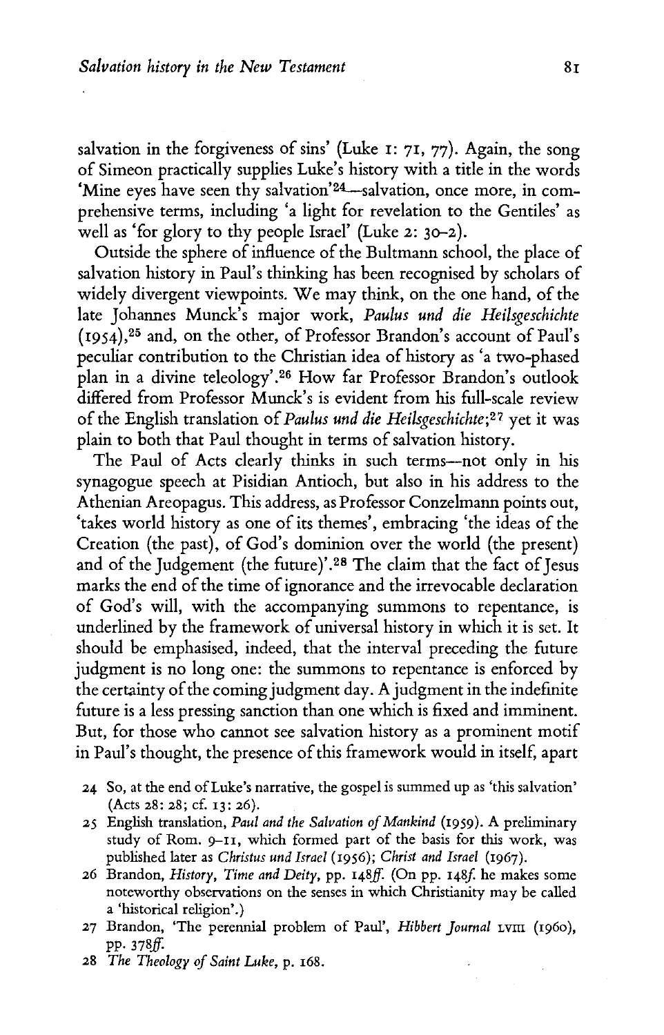salvation in the forgiveness of sins' (Luke 1: 71, 77). Again, the song of Simeon practically supplies Luke's history with a title in the words 'Mine eyes have seen thy salvation'[24]—salvation, once more, in comprehensive terms, including 'a light for revelation to the Gentiles' as well as 'for glory to thy people Israel' (Luke 2: 30–2).

Outside the sphere of influence of the Bultmann school, the place of salvation history in Paul's thinking has been recognised by scholars of widely divergent viewpoints. We may think, on the one hand, of the late Johannes Munck's major work, *Paulus und die Heilsgeschichte* (1954),[25] and, on the other, of Professor Brandon's account of Paul's peculiar contribution to the Christian idea of history as 'a two-phased plan in a divine teleology'.[26] How far Professor Brandon's outlook differed from Professor Munck's is evident from his full-scale review of the English translation of *Paulus und die Heilsgeschichte*;[27] yet it was plain to both that Paul thought in terms of salvation history.

The Paul of Acts clearly thinks in such terms—not only in his synagogue speech at Pisidian Antioch, but also in his address to the Athenian Areopagus. This address, as Professor Conzelmann points out, 'takes world history as one of its themes', embracing 'the ideas of the Creation (the past), of God's dominion over the world (the present) and of the Judgement (the future)'.[28] The claim that the fact of Jesus marks the end of the time of ignorance and the irrevocable declaration of God's will, with the accompanying summons to repentance, is underlined by the framework of universal history in which it is set. It should be emphasised, indeed, that the interval preceding the future judgment is no long one: the summons to repentance is enforced by the certainty of the coming judgment day. A judgment in the indefinite future is a less pressing sanction than one which is fixed and imminent. But, for those who cannot see salvation history as a prominent motif in Paul's thought, the presence of this framework would in itself, apart

24 So, at the end of Luke's narrative, the gospel is summed up as 'this salvation' (Acts 28: 28; cf. 13: 26).

25 English translation, *Paul and the Salvation of Mankind* (1959). A preliminary study of Rom. 9–11, which formed part of the basis for this work, was published later as *Christus und Israel* (1956); *Christ and Israel* (1967).

26 Brandon, *History, Time and Deity*, pp. 148*ff*. (On pp. 148*f*. he makes some noteworthy observations on the senses in which Christianity may be called a 'historical religion'.)

27 Brandon, 'The perennial problem of Paul', *Hibbert Journal* LVIII (1960), pp. 378*ff*.

28 *The Theology of Saint Luke*, p. 168.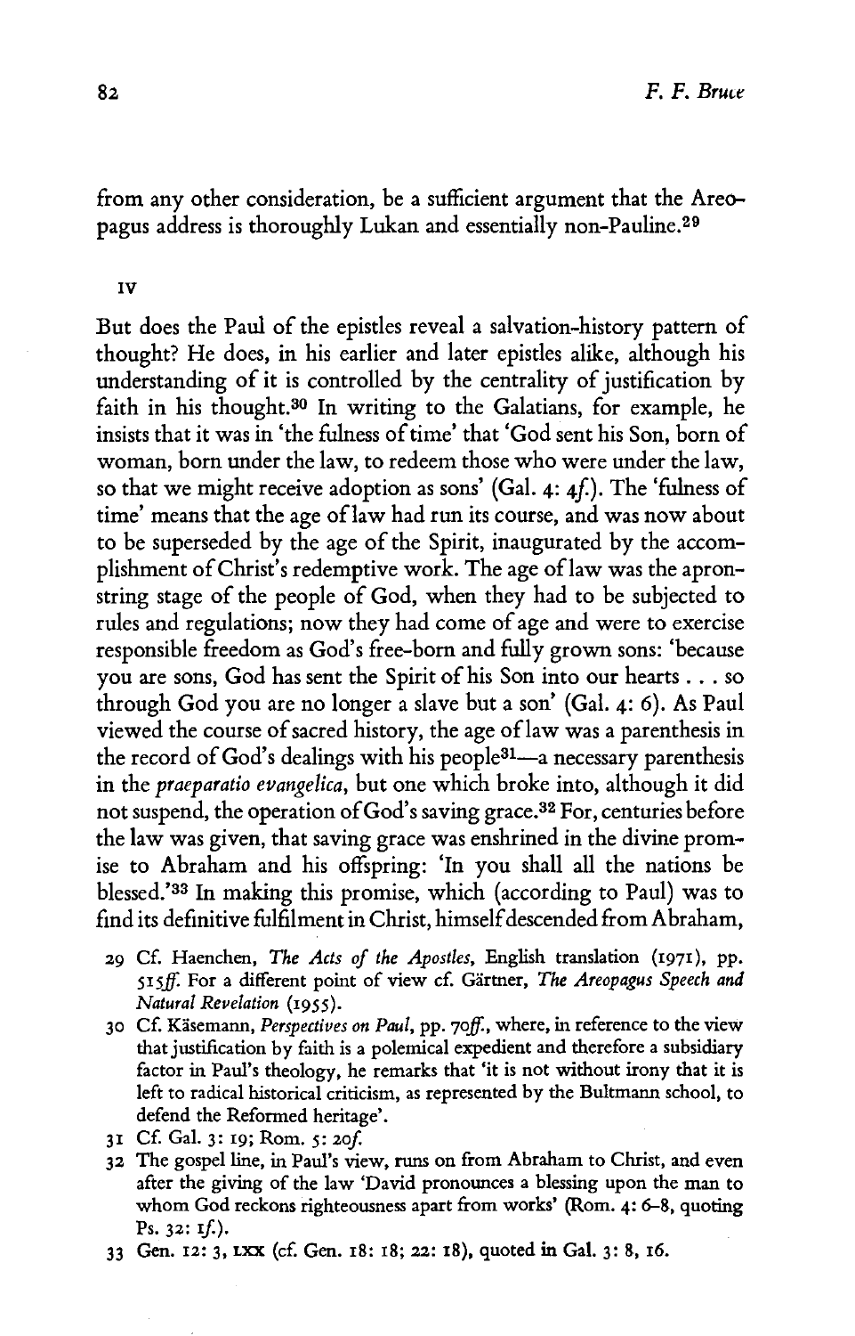from any other consideration, be a sufficient argument that the Areopagus address is thoroughly Lukan and essentially non-Pauline.[29]

## IV

But does the Paul of the epistles reveal a salvation-history pattern of thought? He does, in his earlier and later epistles alike, although his understanding of it is controlled by the centrality of justification by faith in his thought.[30] In writing to the Galatians, for example, he insists that it was in 'the fulness of time' that 'God sent his Son, born of woman, born under the law, to redeem those who were under the law, so that we might receive adoption as sons' (Gal. 4: 4*f.*). The 'fulness of time' means that the age of law had run its course, and was now about to be superseded by the age of the Spirit, inaugurated by the accomplishment of Christ's redemptive work. The age of law was the apron-string stage of the people of God, when they had to be subjected to rules and regulations; now they had come of age and were to exercise responsible freedom as God's free-born and fully grown sons: 'because you are sons, God has sent the Spirit of his Son into our hearts . . . so through God you are no longer a slave but a son' (Gal. 4: 6). As Paul viewed the course of sacred history, the age of law was a parenthesis in the record of God's dealings with his people[31]—a necessary parenthesis in the *praeparatio evangelica*, but one which broke into, although it did not suspend, the operation of God's saving grace.[32] For, centuries before the law was given, that saving grace was enshrined in the divine promise to Abraham and his offspring: 'In you shall all the nations be blessed.'[33] In making this promise, which (according to Paul) was to find its definitive fulfilment in Christ, himself descended from Abraham,

29 Cf. Haenchen, *The Acts of the Apostles*, English translation (1971), pp. 515*ff.* For a different point of view cf. Gärtner, *The Areopagus Speech and Natural Revelation* (1955).

30 Cf. Käsemann, *Perspectives on Paul*, pp. 70*ff.*, where, in reference to the view that justification by faith is a polemical expedient and therefore a subsidiary factor in Paul's theology, he remarks that 'it is not without irony that it is left to radical historical criticism, as represented by the Bultmann school, to defend the Reformed heritage'.

31 Cf. Gal. 3: 19; Rom. 5: 20*f.*

32 The gospel line, in Paul's view, runs on from Abraham to Christ, and even after the giving of the law 'David pronounces a blessing upon the man to whom God reckons righteousness apart from works' (Rom. 4: 6–8, quoting Ps. 32: 1*f.*).

33 Gen. 12: 3, LXX (cf. Gen. 18: 18; 22: 18), quoted in Gal. 3: 8, 16.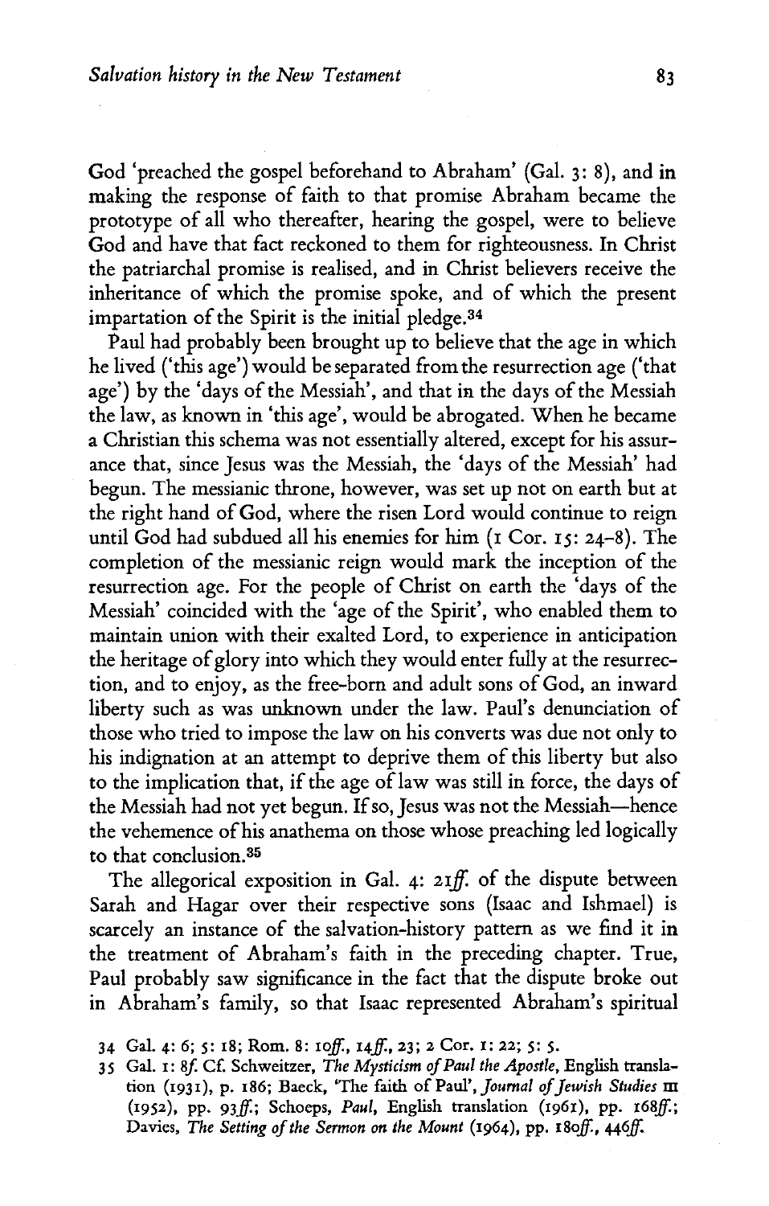God 'preached the gospel beforehand to Abraham' (Gal. 3: 8), and in making the response of faith to that promise Abraham became the prototype of all who thereafter, hearing the gospel, were to believe God and have that fact reckoned to them for righteousness. In Christ the patriarchal promise is realised, and in Christ believers receive the inheritance of which the promise spoke, and of which the present impartation of the Spirit is the initial pledge.[34]

Paul had probably been brought up to believe that the age in which he lived ('this age') would be separated from the resurrection age ('that age') by the 'days of the Messiah', and that in the days of the Messiah the law, as known in 'this age', would be abrogated. When he became a Christian this schema was not essentially altered, except for his assurance that, since Jesus was the Messiah, the 'days of the Messiah' had begun. The messianic throne, however, was set up not on earth but at the right hand of God, where the risen Lord would continue to reign until God had subdued all his enemies for him (1 Cor. 15: 24–8). The completion of the messianic reign would mark the inception of the resurrection age. For the people of Christ on earth the 'days of the Messiah' coincided with the 'age of the Spirit', who enabled them to maintain union with their exalted Lord, to experience in anticipation the heritage of glory into which they would enter fully at the resurrection, and to enjoy, as the free-born and adult sons of God, an inward liberty such as was unknown under the law. Paul's denunciation of those who tried to impose the law on his converts was due not only to his indignation at an attempt to deprive them of this liberty but also to the implication that, if the age of law was still in force, the days of the Messiah had not yet begun. If so, Jesus was not the Messiah—hence the vehemence of his anathema on those whose preaching led logically to that conclusion.[35]

The allegorical exposition in Gal. 4: 21*ff.* of the dispute between Sarah and Hagar over their respective sons (Isaac and Ishmael) is scarcely an instance of the salvation-history pattern as we find it in the treatment of Abraham's faith in the preceding chapter. True, Paul probably saw significance in the fact that the dispute broke out in Abraham's family, so that Isaac represented Abraham's spiritual

34 Gal. 4: 6; 5: 18; Rom. 8: 10*ff.*, 14*ff.*, 23; 2 Cor. 1: 22; 5: 5.

35 Gal. 1: 8*f.* Cf. Schweitzer, *The Mysticism of Paul the Apostle*, English translation (1931), p. 186; Baeck, 'The faith of Paul', *Journal of Jewish Studies* III (1952), pp. 93*ff.*; Schoeps, *Paul*, English translation (1961), pp. 168*ff.*; Davies, *The Setting of the Sermon on the Mount* (1964), pp. 180*ff.*, 446*ff.*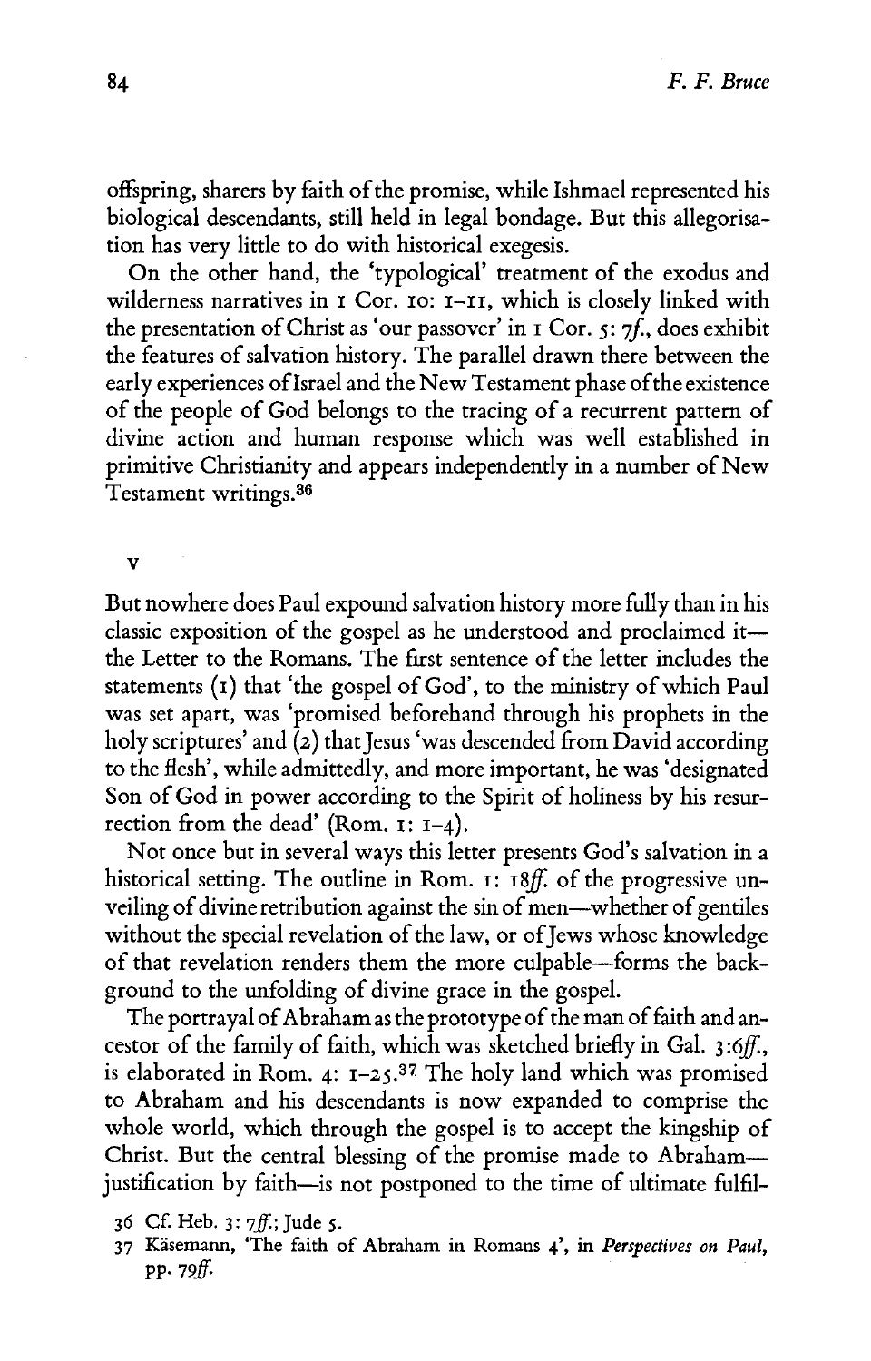offspring, sharers by faith of the promise, while Ishmael represented his biological descendants, still held in legal bondage. But this allegorisation has very little to do with historical exegesis.

On the other hand, the 'typological' treatment of the exodus and wilderness narratives in 1 Cor. 10: 1–11, which is closely linked with the presentation of Christ as 'our passover' in 1 Cor. 5: *7f.*, does exhibit the features of salvation history. The parallel drawn there between the early experiences of Israel and the New Testament phase of the existence of the people of God belongs to the tracing of a recurrent pattern of divine action and human response which was well established in primitive Christianity and appears independently in a number of New Testament writings.[36]

## V

But nowhere does Paul expound salvation history more fully than in his classic exposition of the gospel as he understood and proclaimed it—the Letter to the Romans. The first sentence of the letter includes the statements (1) that 'the gospel of God', to the ministry of which Paul was set apart, was 'promised beforehand through his prophets in the holy scriptures' and (2) that Jesus 'was descended from David according to the flesh', while admittedly, and more important, he was 'designated Son of God in power according to the Spirit of holiness by his resurrection from the dead' (Rom. 1: 1–4).

Not once but in several ways this letter presents God's salvation in a historical setting. The outline in Rom. 1: *18ff.* of the progressive unveiling of divine retribution against the sin of men—whether of gentiles without the special revelation of the law, or of Jews whose knowledge of that revelation renders them the more culpable—forms the background to the unfolding of divine grace in the gospel.

The portrayal of Abraham as the prototype of the man of faith and ancestor of the family of faith, which was sketched briefly in Gal. 3:*6ff.*, is elaborated in Rom. 4: 1–25.[37] The holy land which was promised to Abraham and his descendants is now expanded to comprise the whole world, which through the gospel is to accept the kingship of Christ. But the central blessing of the promise made to Abraham—justification by faith—is not postponed to the time of ultimate fulfil-

36 Cf. Heb. 3: *7ff.*; Jude 5.

37 Käsemann, 'The faith of Abraham in Romans 4', in *Perspectives on Paul*, pp. *79ff.*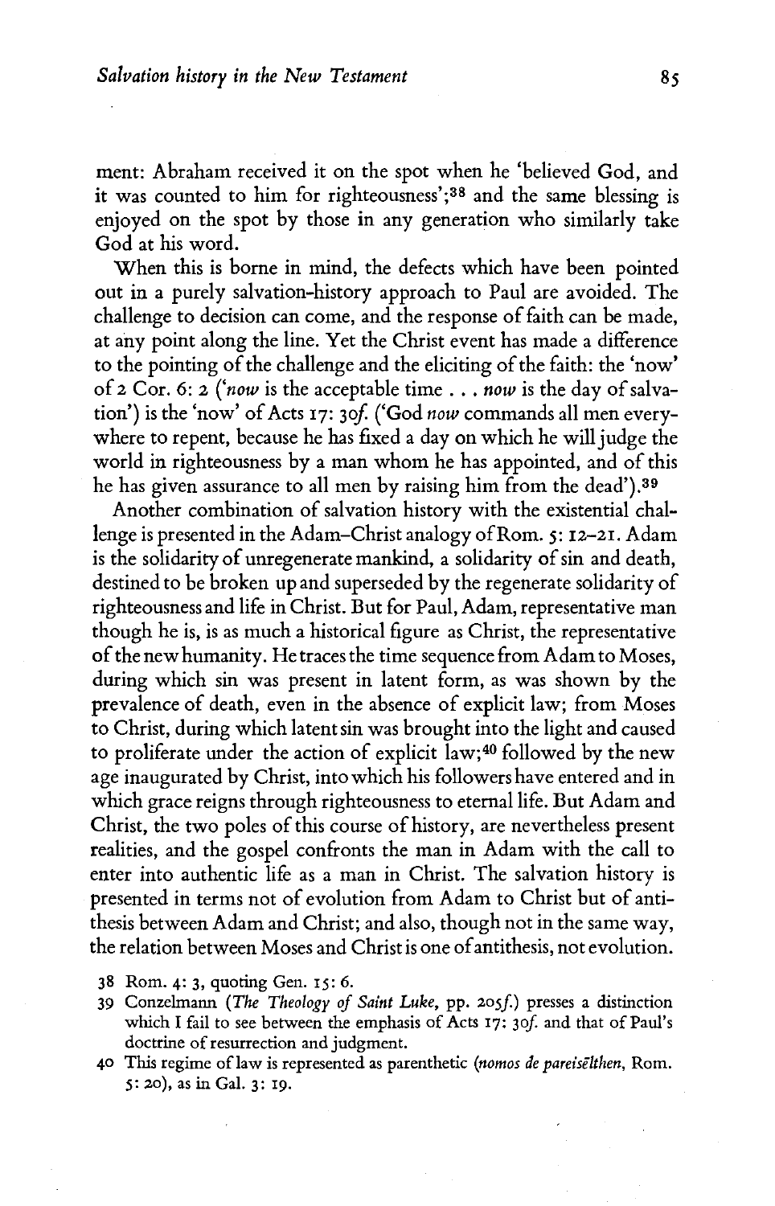ment: Abraham received it on the spot when he 'believed God, and it was counted to him for righteousness';[38] and the same blessing is enjoyed on the spot by those in any generation who similarly take God at his word.

When this is borne in mind, the defects which have been pointed out in a purely salvation-history approach to Paul are avoided. The challenge to decision can come, and the response of faith can be made, at any point along the line. Yet the Christ event has made a difference to the pointing of the challenge and the eliciting of the faith: the 'now' of 2 Cor. 6: 2 ('*now* is the acceptable time . . . *now* is the day of salvation') is the 'now' of Acts 17: 30*f.* ('God *now* commands all men everywhere to repent, because he has fixed a day on which he will judge the world in righteousness by a man whom he has appointed, and of this he has given assurance to all men by raising him from the dead').[39]

Another combination of salvation history with the existential challenge is presented in the Adam–Christ analogy of Rom. 5: 12–21. Adam is the solidarity of unregenerate mankind, a solidarity of sin and death, destined to be broken up and superseded by the regenerate solidarity of righteousness and life in Christ. But for Paul, Adam, representative man though he is, is as much a historical figure as Christ, the representative of the new humanity. He traces the time sequence from Adam to Moses, during which sin was present in latent form, as was shown by the prevalence of death, even in the absence of explicit law; from Moses to Christ, during which latent sin was brought into the light and caused to proliferate under the action of explicit law;[40] followed by the new age inaugurated by Christ, into which his followers have entered and in which grace reigns through righteousness to eternal life. But Adam and Christ, the two poles of this course of history, are nevertheless present realities, and the gospel confronts the man in Adam with the call to enter into authentic life as a man in Christ. The salvation history is presented in terms not of evolution from Adam to Christ but of antithesis between Adam and Christ; and also, though not in the same way, the relation between Moses and Christ is one of antithesis, not evolution.

38 Rom. 4: 3, quoting Gen. 15: 6.

39 Conzelmann (*The Theology of Saint Luke*, pp. 205*f.*) presses a distinction which I fail to see between the emphasis of Acts 17: 30*f.* and that of Paul's doctrine of resurrection and judgment.

40 This regime of law is represented as parenthetic (*nomos de pareisēlthen*, Rom. 5: 20), as in Gal. 3: 19.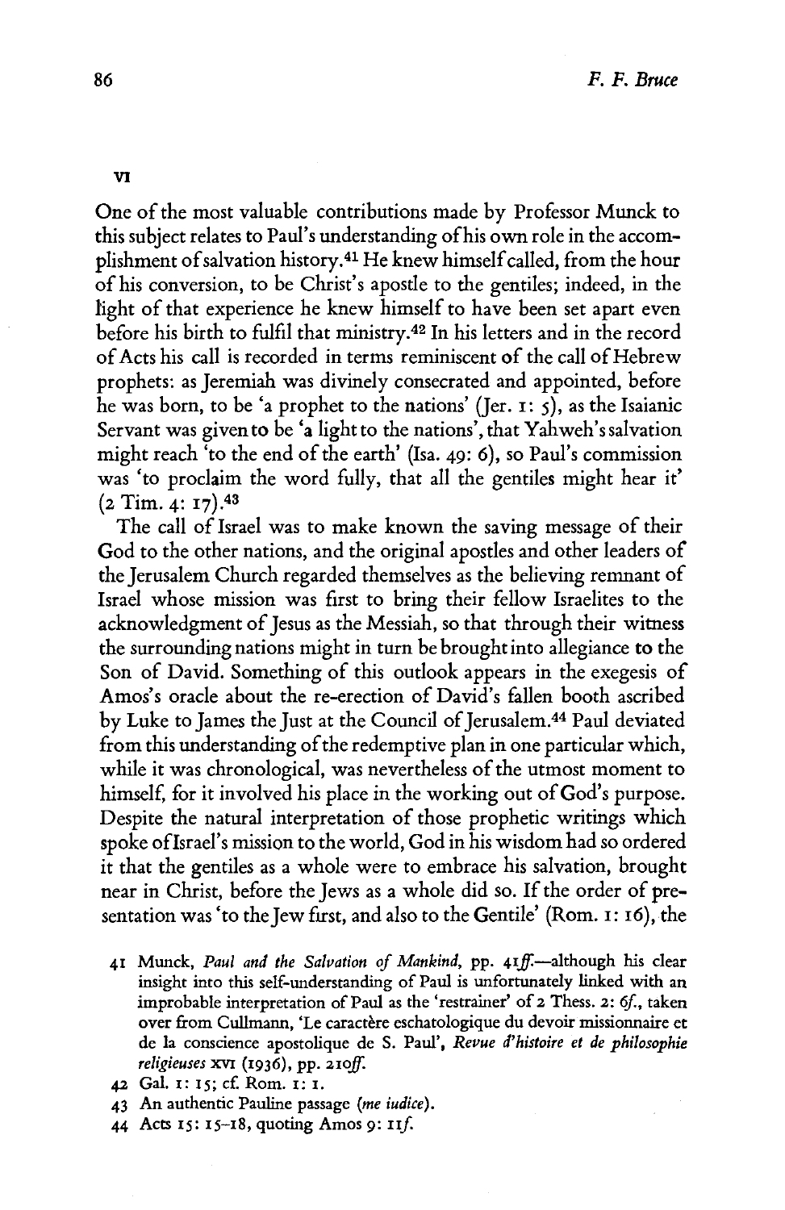## VI

One of the most valuable contributions made by Professor Munck to this subject relates to Paul's understanding of his own role in the accomplishment of salvation history.[41] He knew himself called, from the hour of his conversion, to be Christ's apostle to the gentiles; indeed, in the light of that experience he knew himself to have been set apart even before his birth to fulfil that ministry.[42] In his letters and in the record of Acts his call is recorded in terms reminiscent of the call of Hebrew prophets: as Jeremiah was divinely consecrated and appointed, before he was born, to be 'a prophet to the nations' (Jer. 1: 5), as the Isaianic Servant was given to be 'a light to the nations', that Yahweh's salvation might reach 'to the end of the earth' (Isa. 49: 6), so Paul's commission was 'to proclaim the word fully, that all the gentiles might hear it' (2 Tim. 4: 17).[43]

The call of Israel was to make known the saving message of their God to the other nations, and the original apostles and other leaders of the Jerusalem Church regarded themselves as the believing remnant of Israel whose mission was first to bring their fellow Israelites to the acknowledgment of Jesus as the Messiah, so that through their witness the surrounding nations might in turn be brought into allegiance to the Son of David. Something of this outlook appears in the exegesis of Amos's oracle about the re-erection of David's fallen booth ascribed by Luke to James the Just at the Council of Jerusalem.[44] Paul deviated from this understanding of the redemptive plan in one particular which, while it was chronological, was nevertheless of the utmost moment to himself, for it involved his place in the working out of God's purpose. Despite the natural interpretation of those prophetic writings which spoke of Israel's mission to the world, God in his wisdom had so ordered it that the gentiles as a whole were to embrace his salvation, brought near in Christ, before the Jews as a whole did so. If the order of presentation was 'to the Jew first, and also to the Gentile' (Rom. 1: 16), the

41 Munck, *Paul and the Salvation of Mankind*, pp. 41*ff.*—although his clear insight into this self-understanding of Paul is unfortunately linked with an improbable interpretation of Paul as the 'restrainer' of 2 Thess. 2: 6*f.*, taken over from Cullmann, 'Le caractère eschatologique du devoir missionnaire et de la conscience apostolique de S. Paul', *Revue d'histoire et de philosophie religieuses* XVI (1936), pp. 210*ff.*

42 Gal. 1: 15; cf. Rom. 1: 1.

43 An authentic Pauline passage (*me iudice*).

44 Acts 15: 15–18, quoting Amos 9: 11*f.*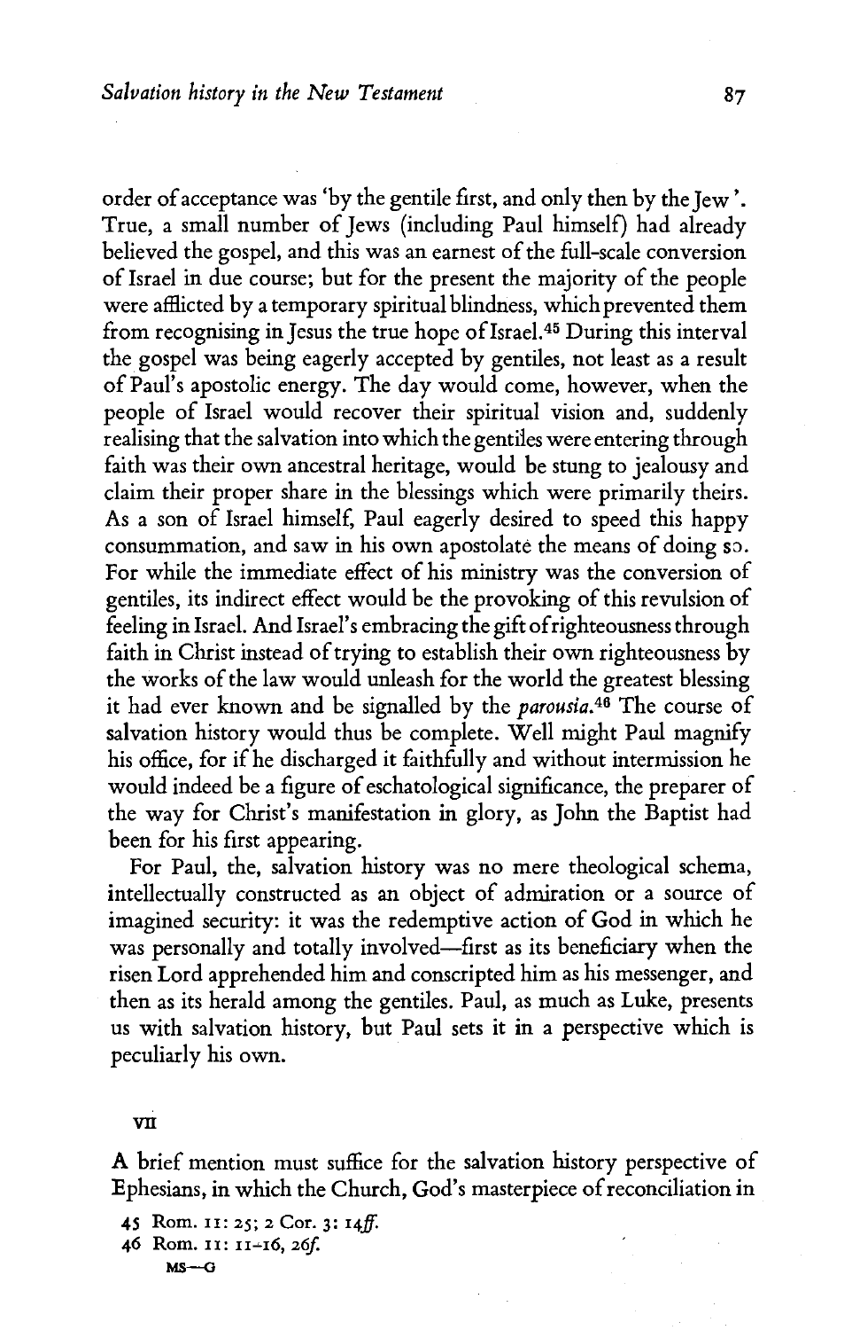order of acceptance was 'by the gentile first, and only then by the Jew'. True, a small number of Jews (including Paul himself) had already believed the gospel, and this was an earnest of the full-scale conversion of Israel in due course; but for the present the majority of the people were afflicted by a temporary spiritual blindness, which prevented them from recognising in Jesus the true hope of Israel.[45] During this interval the gospel was being eagerly accepted by gentiles, not least as a result of Paul's apostolic energy. The day would come, however, when the people of Israel would recover their spiritual vision and, suddenly realising that the salvation into which the gentiles were entering through faith was their own ancestral heritage, would be stung to jealousy and claim their proper share in the blessings which were primarily theirs. As a son of Israel himself, Paul eagerly desired to speed this happy consummation, and saw in his own apostolate the means of doing so. For while the immediate effect of his ministry was the conversion of gentiles, its indirect effect would be the provoking of this revulsion of feeling in Israel. And Israel's embracing the gift of righteousness through faith in Christ instead of trying to establish their own righteousness by the works of the law would unleash for the world the greatest blessing it had ever known and be signalled by the *parousia*.[46] The course of salvation history would thus be complete. Well might Paul magnify his office, for if he discharged it faithfully and without intermission he would indeed be a figure of eschatological significance, the preparer of the way for Christ's manifestation in glory, as John the Baptist had been for his first appearing.

For Paul, the, salvation history was no mere theological schema, intellectually constructed as an object of admiration or a source of imagined security: it was the redemptive action of God in which he was personally and totally involved—first as its beneficiary when the risen Lord apprehended him and conscripted him as his messenger, and then as its herald among the gentiles. Paul, as much as Luke, presents us with salvation history, but Paul sets it in a perspective which is peculiarly his own.

## VII

A brief mention must suffice for the salvation history perspective of Ephesians, in which the Church, God's masterpiece of reconciliation in

45 Rom. 11: 25; 2 Cor. 3: 14*ff*.

46 Rom. 11: 11–16, 26*f*.

MS—G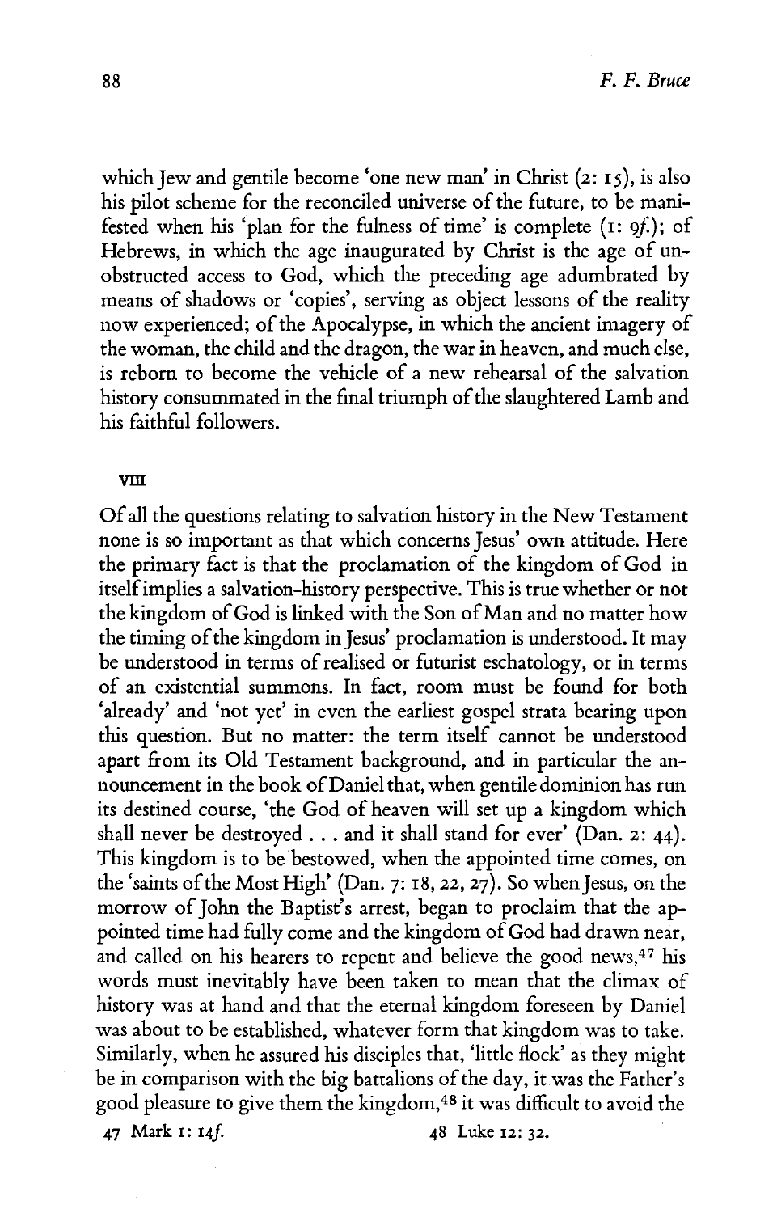which Jew and gentile become 'one new man' in Christ (2: 15), is also his pilot scheme for the reconciled universe of the future, to be manifested when his 'plan for the fulness of time' is complete (1: 9*f.*); of Hebrews, in which the age inaugurated by Christ is the age of unobstructed access to God, which the preceding age adumbrated by means of shadows or 'copies', serving as object lessons of the reality now experienced; of the Apocalypse, in which the ancient imagery of the woman, the child and the dragon, the war in heaven, and much else, is reborn to become the vehicle of a new rehearsal of the salvation history consummated in the final triumph of the slaughtered Lamb and his faithful followers.

## VIII

Of all the questions relating to salvation history in the New Testament none is so important as that which concerns Jesus' own attitude. Here the primary fact is that the proclamation of the kingdom of God in itself implies a salvation-history perspective. This is true whether or not the kingdom of God is linked with the Son of Man and no matter how the timing of the kingdom in Jesus' proclamation is understood. It may be understood in terms of realised or futurist eschatology, or in terms of an existential summons. In fact, room must be found for both 'already' and 'not yet' in even the earliest gospel strata bearing upon this question. But no matter: the term itself cannot be understood apart from its Old Testament background, and in particular the announcement in the book of Daniel that, when gentile dominion has run its destined course, 'the God of heaven will set up a kingdom which shall never be destroyed . . . and it shall stand for ever' (Dan. 2: 44). This kingdom is to be bestowed, when the appointed time comes, on the 'saints of the Most High' (Dan. 7: 18, 22, 27). So when Jesus, on the morrow of John the Baptist's arrest, began to proclaim that the appointed time had fully come and the kingdom of God had drawn near, and called on his hearers to repent and believe the good news,[47] his words must inevitably have been taken to mean that the climax of history was at hand and that the eternal kingdom foreseen by Daniel was about to be established, whatever form that kingdom was to take. Similarly, when he assured his disciples that, 'little flock' as they might be in comparison with the big battalions of the day, it was the Father's good pleasure to give them the kingdom,[48] it was difficult to avoid the

47 Mark 1: 14*f.*

48 Luke 12: 32.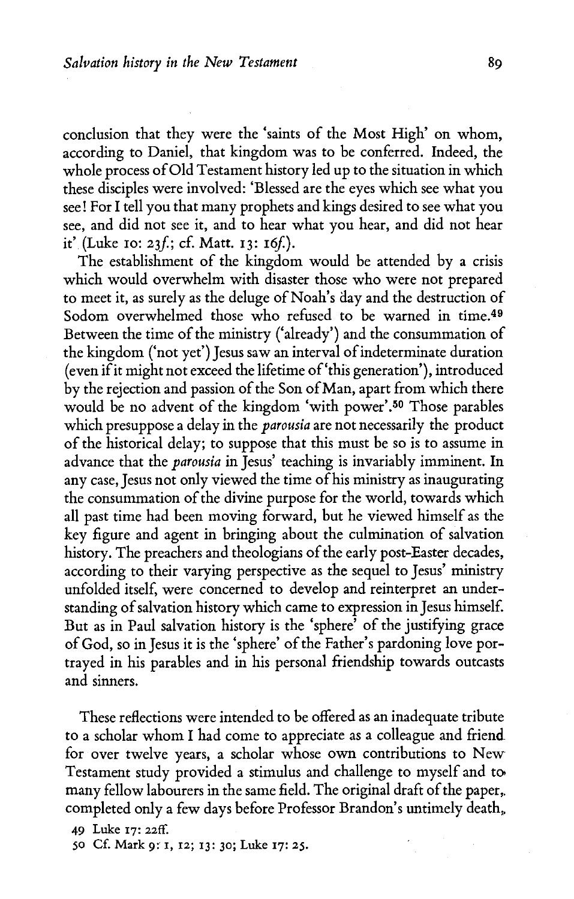conclusion that they were the 'saints of the Most High' on whom, according to Daniel, that kingdom was to be conferred. Indeed, the whole process of Old Testament history led up to the situation in which these disciples were involved: 'Blessed are the eyes which see what you see! For I tell you that many prophets and kings desired to see what you see, and did not see it, and to hear what you hear, and did not hear it' (Luke 10: 23*f.*; cf. Matt. 13: 16*f.*).

The establishment of the kingdom would be attended by a crisis which would overwhelm with disaster those who were not prepared to meet it, as surely as the deluge of Noah's day and the destruction of Sodom overwhelmed those who refused to be warned in time.[49] Between the time of the ministry ('already') and the consummation of the kingdom ('not yet') Jesus saw an interval of indeterminate duration (even if it might not exceed the lifetime of 'this generation'), introduced by the rejection and passion of the Son of Man, apart from which there would be no advent of the kingdom 'with power'.[50] Those parables which presuppose a delay in the *parousia* are not necessarily the product of the historical delay; to suppose that this must be so is to assume in advance that the *parousia* in Jesus' teaching is invariably imminent. In any case, Jesus not only viewed the time of his ministry as inaugurating the consummation of the divine purpose for the world, towards which all past time had been moving forward, but he viewed himself as the key figure and agent in bringing about the culmination of salvation history. The preachers and theologians of the early post-Easter decades, according to their varying perspective as the sequel to Jesus' ministry unfolded itself, were concerned to develop and reinterpret an understanding of salvation history which came to expression in Jesus himself. But as in Paul salvation history is the 'sphere' of the justifying grace of God, so in Jesus it is the 'sphere' of the Father's pardoning love portrayed in his parables and in his personal friendship towards outcasts and sinners.

These reflections were intended to be offered as an inadequate tribute to a scholar whom I had come to appreciate as a colleague and friend for over twelve years, a scholar whose own contributions to New Testament study provided a stimulus and challenge to myself and to many fellow labourers in the same field. The original draft of the paper, completed only a few days before Professor Brandon's untimely death,

49 Luke 17: 22ff.

50 Cf. Mark 9: 1, 12; 13: 30; Luke 17: 25.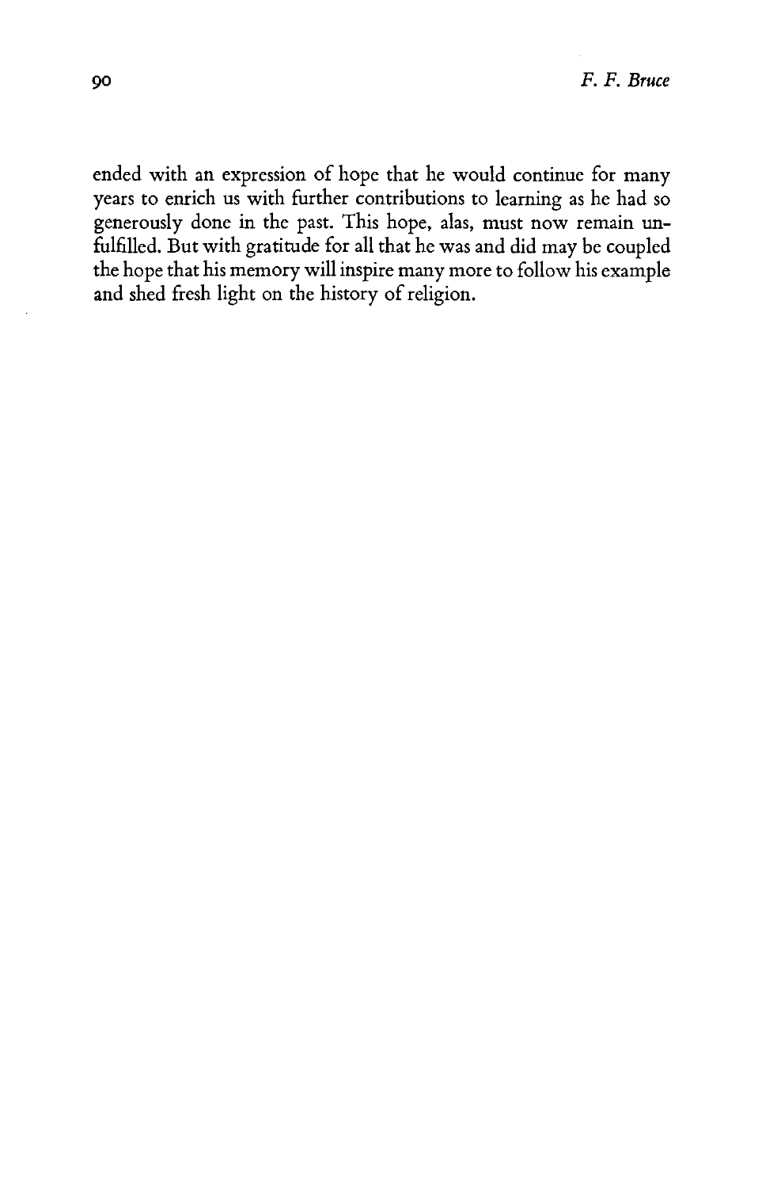ended with an expression of hope that he would continue for many years to enrich us with further contributions to learning as he had so generously done in the past. This hope, alas, must now remain unfulfilled. But with gratitude for all that he was and did may be coupled the hope that his memory will inspire many more to follow his example and shed fresh light on the history of religion.